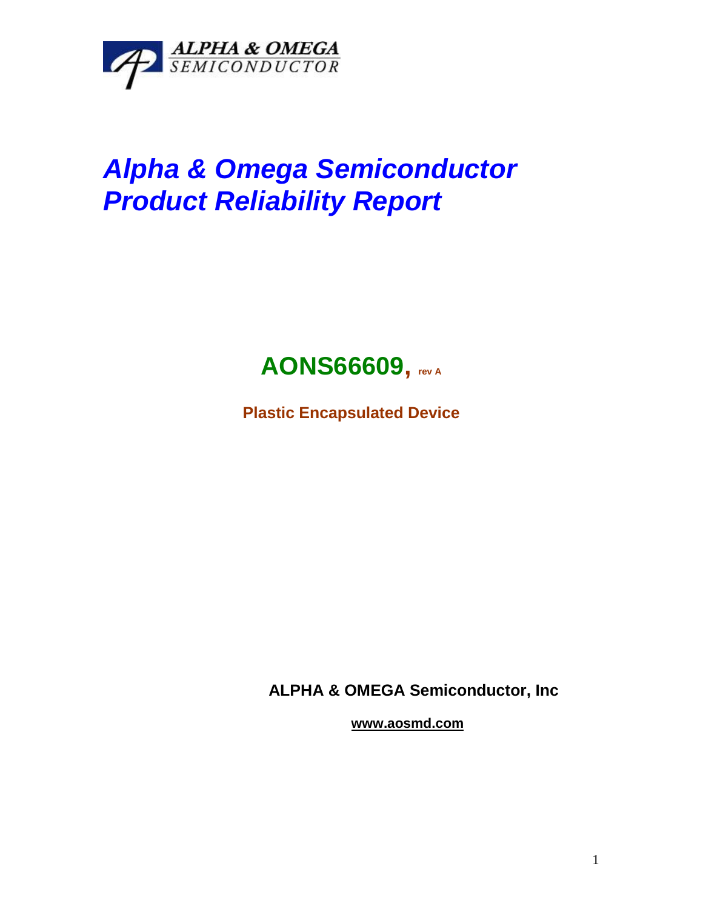ALPHA & OMEGA SEMICONDUCTOR

# *Alpha & Omega Semiconductor Product Reliability Report*

## AONS66609, rev A

**Plastic Encapsulated Device**

**ALPHA & OMEGA Semiconductor, Inc**

**www.aosmd.com**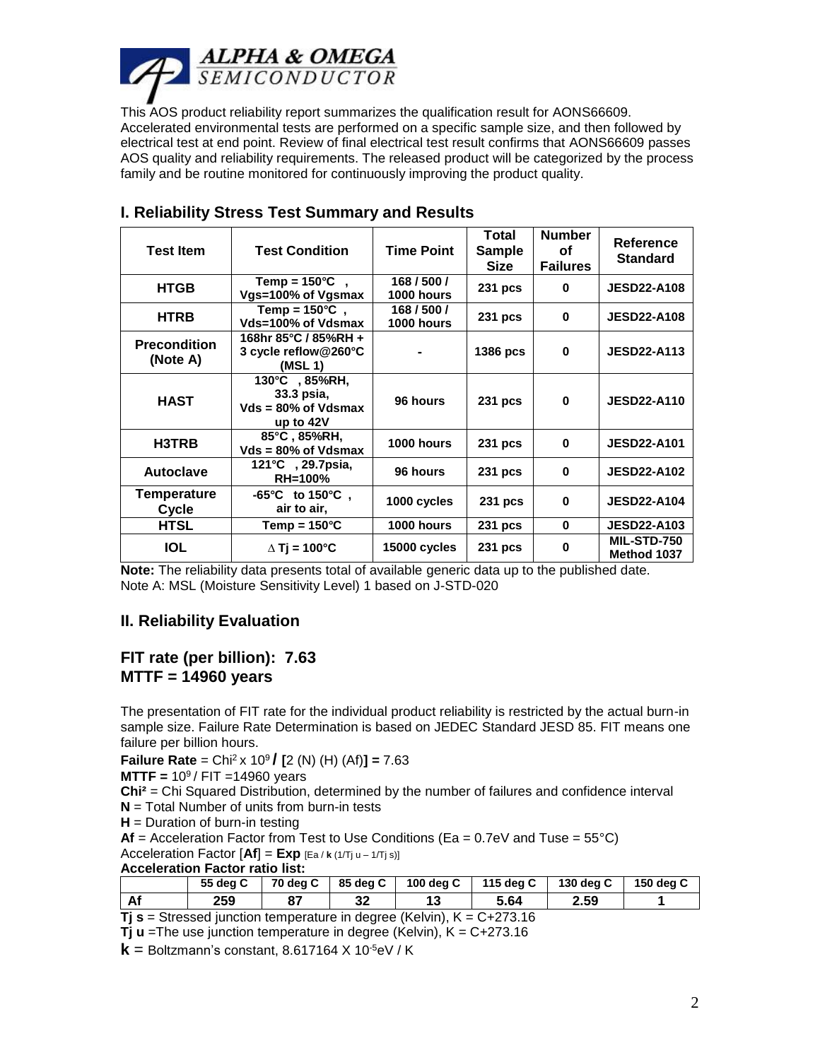This AOS product reliability report summarizes the qualification result for AONS66609. Accelerated environmental tests are performed on a specific sample size, and then followed by electrical test at end point. Review of final electrical test result confirms that AONS66609 passes AOS quality and reliability requirements. The released product will be categorized by the process family and be routine monitored for continuously improving the product quality.

## I. Reliability Stress Test Summary and Results

| Test Item | Test Condition | Time Point | Total Sample Size | Number of Failures | Reference Standard |
|---|---|---|---|---|---|
| HTGB | Temp = 150°C , Vgs=100% of Vgsmax | 168 / 500 / 1000 hours | 231 pcs | 0 | JESD22-A108 |
| HTRB | Temp = 150°C , Vds=100% of Vdsmax | 168 / 500 / 1000 hours | 231 pcs | 0 | JESD22-A108 |
| Precondition (Note A) | 168hr 85°C / 85%RH + 3 cycle reflow@260°C (MSL 1) | - | 1386 pcs | 0 | JESD22-A113 |
| HAST | 130°C , 85%RH, 33.3 psia, Vds = 80% of Vdsmax up to 42V | 96 hours | 231 pcs | 0 | JESD22-A110 |
| H3TRB | 85°C , 85%RH, Vds = 80% of Vdsmax | 1000 hours | 231 pcs | 0 | JESD22-A101 |
| Autoclave | 121°C , 29.7psia, RH=100% | 96 hours | 231 pcs | 0 | JESD22-A102 |
| Temperature Cycle | -65°C to 150°C , air to air, | 1000 cycles | 231 pcs | 0 | JESD22-A104 |
| HTSL | Temp = 150°C | 1000 hours | 231 pcs | 0 | JESD22-A103 |
| IOL | $\Delta$ Tj = 100°C | 15000 cycles | 231 pcs | 0 | MIL-STD-750 Method 1037 |

**Note:** The reliability data presents total of available generic data up to the published date.
Note A: MSL (Moisture Sensitivity Level) 1 based on J-STD-020

## II. Reliability Evaluation

### FIT rate (per billion): 7.63
### MTTF = 14960 years

The presentation of FIT rate for the individual product reliability is restricted by the actual burn-in sample size. Failure Rate Determination is based on JEDEC Standard JESD 85. FIT means one failure per billion hours.

**Failure Rate** = $Chi^2 \times 10^9$ **/ [**2 (N) (H) (Af)**] =** 7.63

**MTTF =** $10^9$ / FIT =14960 years

**Chi²** = Chi Squared Distribution, determined by the number of failures and confidence interval

**N** = Total Number of units from burn-in tests

**H** = Duration of burn-in testing

**Af** = Acceleration Factor from Test to Use Conditions (Ea = 0.7eV and Tuse = 55°C)

Acceleration Factor [**Af**] = **Exp** [Ea / **k** (1/Tj u – 1/Tj s)]

**Acceleration Factor ratio list:**

| | 55 deg C | 70 deg C | 85 deg C | 100 deg C | 115 deg C | 130 deg C | 150 deg C |
|---|---|---|---|---|---|---|---|
| Af | 259 | 87 | 32 | 13 | 5.64 | 2.59 | 1 |

**Tj s** = Stressed junction temperature in degree (Kelvin), K = C+273.16

**Tj u** =The use junction temperature in degree (Kelvin), K = C+273.16

**k** = Boltzmann's constant, 8.617164 X $10^{-5}$eV / K